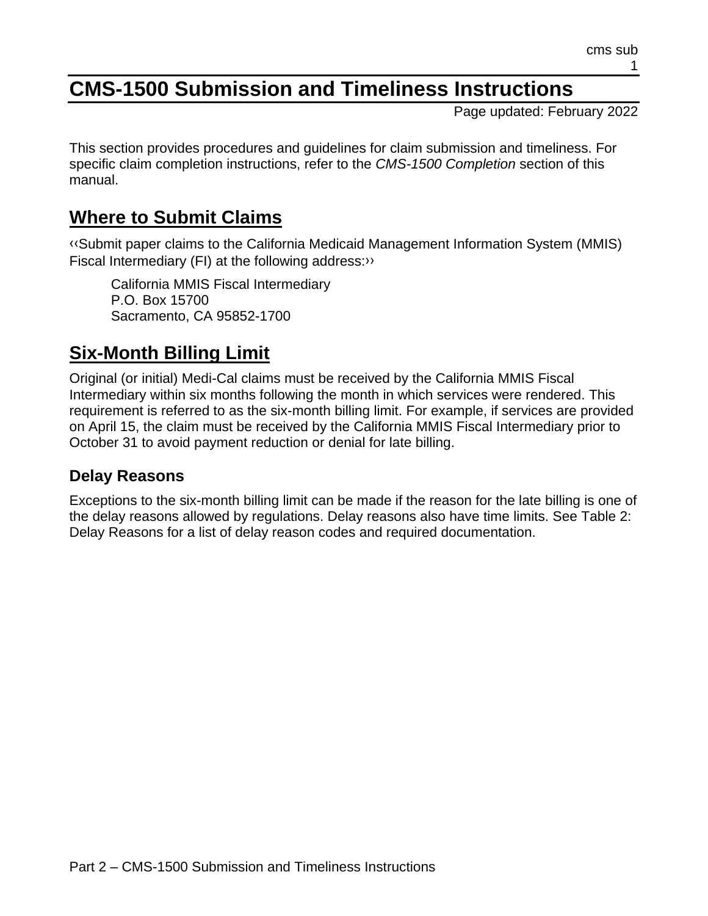# CMS-1500 Submission and Timeliness Instructions

Page updated: February 2022

This section provides procedures and guidelines for claim submission and timeliness. For specific claim completion instructions, refer to the *CMS-1500 Completion* section of this manual.

## Where to Submit Claims

‹‹Submit paper claims to the California Medicaid Management Information System (MMIS) Fiscal Intermediary (FI) at the following address:››

> California MMIS Fiscal Intermediary
> P.O. Box 15700
> Sacramento, CA 95852-1700

## Six-Month Billing Limit

Original (or initial) Medi-Cal claims must be received by the California MMIS Fiscal Intermediary within six months following the month in which services were rendered. This requirement is referred to as the six-month billing limit. For example, if services are provided on April 15, the claim must be received by the California MMIS Fiscal Intermediary prior to October 31 to avoid payment reduction or denial for late billing.

### Delay Reasons

Exceptions to the six-month billing limit can be made if the reason for the late billing is one of the delay reasons allowed by regulations. Delay reasons also have time limits. See Table 2: Delay Reasons for a list of delay reason codes and required documentation.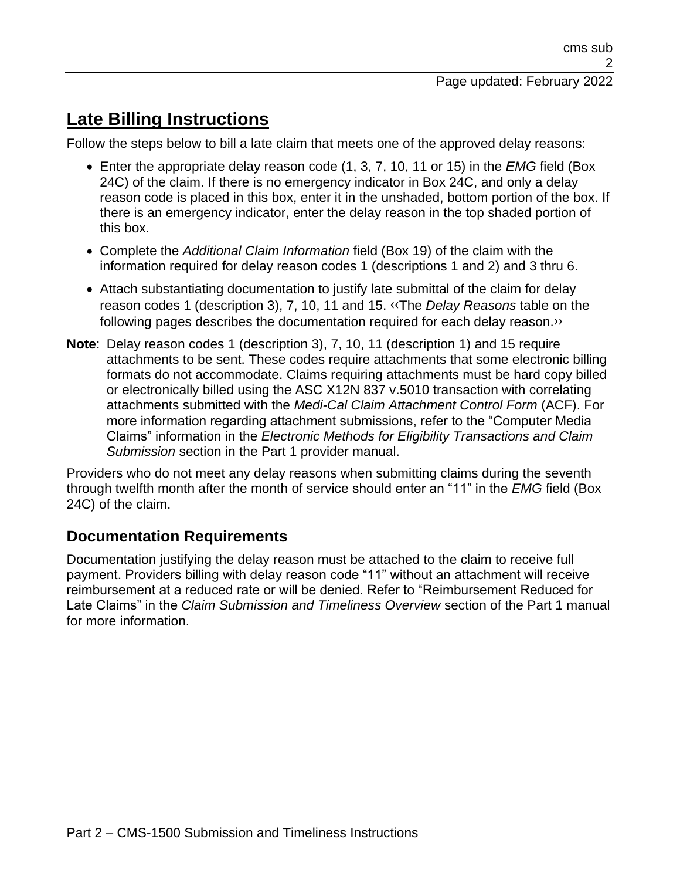## Late Billing Instructions

Follow the steps below to bill a late claim that meets one of the approved delay reasons:

- Enter the appropriate delay reason code (1, 3, 7, 10, 11 or 15) in the *EMG* field (Box 24C) of the claim. If there is no emergency indicator in Box 24C, and only a delay reason code is placed in this box, enter it in the unshaded, bottom portion of the box. If there is an emergency indicator, enter the delay reason in the top shaded portion of this box.
- Complete the *Additional Claim Information* field (Box 19) of the claim with the information required for delay reason codes 1 (descriptions 1 and 2) and 3 thru 6.
- Attach substantiating documentation to justify late submittal of the claim for delay reason codes 1 (description 3), 7, 10, 11 and 15. ‹‹The *Delay Reasons* table on the following pages describes the documentation required for each delay reason.››

**Note**: Delay reason codes 1 (description 3), 7, 10, 11 (description 1) and 15 require attachments to be sent. These codes require attachments that some electronic billing formats do not accommodate. Claims requiring attachments must be hard copy billed or electronically billed using the ASC X12N 837 v.5010 transaction with correlating attachments submitted with the *Medi-Cal Claim Attachment Control Form* (ACF). For more information regarding attachment submissions, refer to the "Computer Media Claims" information in the *Electronic Methods for Eligibility Transactions and Claim Submission* section in the Part 1 provider manual.

Providers who do not meet any delay reasons when submitting claims during the seventh through twelfth month after the month of service should enter an "11" in the *EMG* field (Box 24C) of the claim.

### Documentation Requirements

Documentation justifying the delay reason must be attached to the claim to receive full payment. Providers billing with delay reason code "11" without an attachment will receive reimbursement at a reduced rate or will be denied. Refer to "Reimbursement Reduced for Late Claims" in the *Claim Submission and Timeliness Overview* section of the Part 1 manual for more information.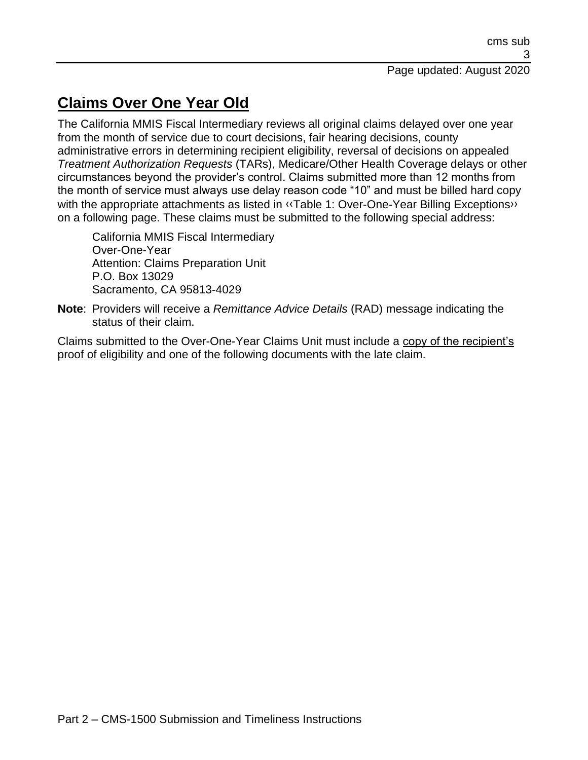## Claims Over One Year Old

The California MMIS Fiscal Intermediary reviews all original claims delayed over one year from the month of service due to court decisions, fair hearing decisions, county administrative errors in determining recipient eligibility, reversal of decisions on appealed *Treatment Authorization Requests* (TARs), Medicare/Other Health Coverage delays or other circumstances beyond the provider's control. Claims submitted more than 12 months from the month of service must always use delay reason code "10" and must be billed hard copy with the appropriate attachments as listed in ‹‹Table 1: Over-One-Year Billing Exceptions›› on a following page. These claims must be submitted to the following special address:

California MMIS Fiscal Intermediary
Over-One-Year
Attention: Claims Preparation Unit
P.O. Box 13029
Sacramento, CA 95813-4029

**Note**: Providers will receive a *Remittance Advice Details* (RAD) message indicating the status of their claim.

Claims submitted to the Over-One-Year Claims Unit must include a copy of the recipient's proof of eligibility and one of the following documents with the late claim.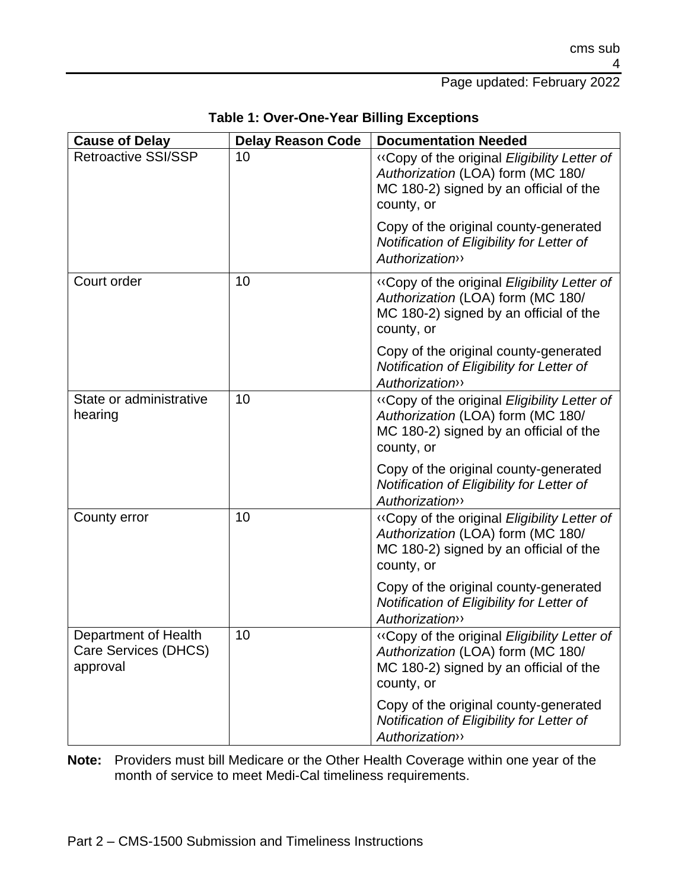**Table 1: Over-One-Year Billing Exceptions**

| Cause of Delay | Delay Reason Code | Documentation Needed |
|---|---|---|
| Retroactive SSI/SSP | 10 | ‹‹Copy of the original *Eligibility Letter of Authorization* (LOA) form (MC 180/ MC 180-2) signed by an official of the county, or<br><br>Copy of the original county-generated *Notification of Eligibility for Letter of Authorization*›› |
| Court order | 10 | ‹‹Copy of the original *Eligibility Letter of Authorization* (LOA) form (MC 180/ MC 180-2) signed by an official of the county, or<br><br>Copy of the original county-generated *Notification of Eligibility for Letter of Authorization*›› |
| State or administrative hearing | 10 | ‹‹Copy of the original *Eligibility Letter of Authorization* (LOA) form (MC 180/ MC 180-2) signed by an official of the county, or<br><br>Copy of the original county-generated *Notification of Eligibility for Letter of Authorization*›› |
| County error | 10 | ‹‹Copy of the original *Eligibility Letter of Authorization* (LOA) form (MC 180/ MC 180-2) signed by an official of the county, or<br><br>Copy of the original county-generated *Notification of Eligibility for Letter of Authorization*›› |
| Department of Health Care Services (DHCS) approval | 10 | ‹‹Copy of the original *Eligibility Letter of Authorization* (LOA) form (MC 180/ MC 180-2) signed by an official of the county, or<br><br>Copy of the original county-generated *Notification of Eligibility for Letter of Authorization*›› |

**Note:** Providers must bill Medicare or the Other Health Coverage within one year of the month of service to meet Medi-Cal timeliness requirements.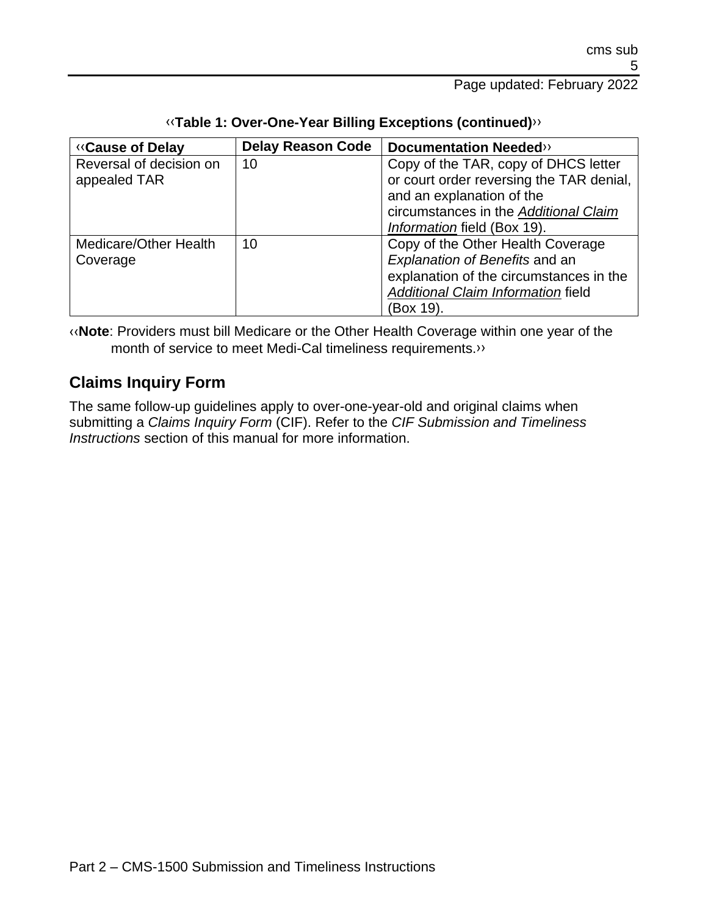‹‹**Table 1: Over-One-Year Billing Exceptions (continued)**››

| ‹‹**Cause of Delay** | **Delay Reason Code** | **Documentation Needed**›› |
| --- | --- | --- |
| Reversal of decision on appealed TAR | 10 | Copy of the TAR, copy of DHCS letter or court order reversing the TAR denial, and an explanation of the circumstances in the *Additional Claim Information* field (Box 19). |
| Medicare/Other Health Coverage | 10 | Copy of the Other Health Coverage *Explanation of Benefits* and an explanation of the circumstances in the *Additional Claim Information* field (Box 19). |

‹‹**Note**: Providers must bill Medicare or the Other Health Coverage within one year of the month of service to meet Medi-Cal timeliness requirements.››

## Claims Inquiry Form

The same follow-up guidelines apply to over-one-year-old and original claims when submitting a *Claims Inquiry Form* (CIF). Refer to the *CIF Submission and Timeliness Instructions* section of this manual for more information.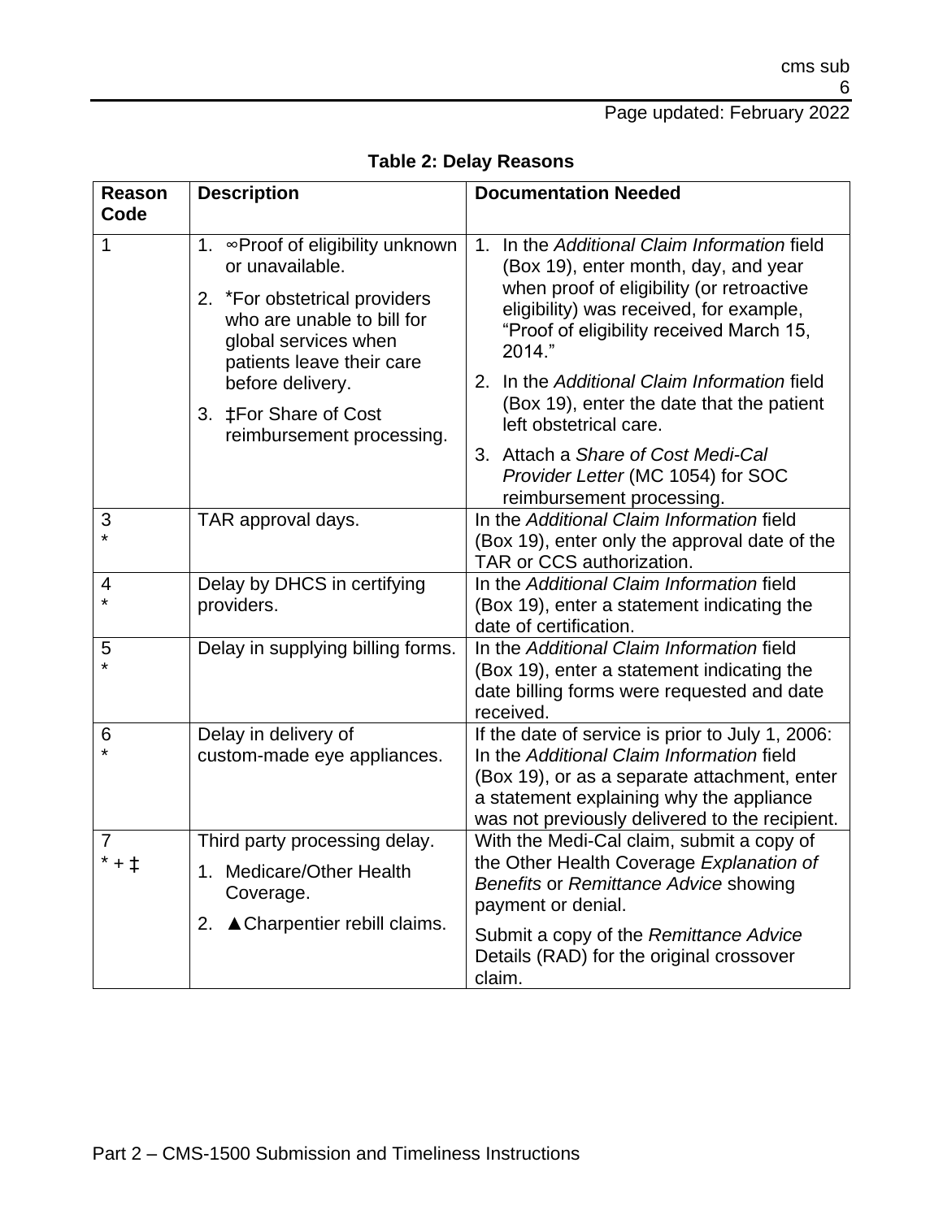**Table 2: Delay Reasons**

| Reason Code | Description | Documentation Needed |
|---|---|---|
| 1 | 1. ∞Proof of eligibility unknown or unavailable.<br>2. *For obstetrical providers who are unable to bill for global services when patients leave their care before delivery.<br>3. ‡For Share of Cost reimbursement processing. | 1. In the *Additional Claim Information* field (Box 19), enter month, day, and year when proof of eligibility (or retroactive eligibility) was received, for example, "Proof of eligibility received March 15, 2014."<br>2. In the *Additional Claim Information* field (Box 19), enter the date that the patient left obstetrical care.<br>3. Attach a *Share of Cost Medi-Cal Provider Letter* (MC 1054) for SOC reimbursement processing. |
| 3<br>* | TAR approval days. | In the *Additional Claim Information* field (Box 19), enter only the approval date of the TAR or CCS authorization. |
| 4<br>* | Delay by DHCS in certifying providers. | In the *Additional Claim Information* field (Box 19), enter a statement indicating the date of certification. |
| 5<br>* | Delay in supplying billing forms. | In the *Additional Claim Information* field (Box 19), enter a statement indicating the date billing forms were requested and date received. |
| 6<br>* | Delay in delivery of custom-made eye appliances. | If the date of service is prior to July 1, 2006: In the *Additional Claim Information* field (Box 19), or as a separate attachment, enter a statement explaining why the appliance was not previously delivered to the recipient. |
| 7<br>* + ‡ | Third party processing delay.<br>1. Medicare/Other Health Coverage.<br>2. ▲Charpentier rebill claims. | With the Medi-Cal claim, submit a copy of the Other Health Coverage *Explanation of Benefits* or *Remittance Advice* showing payment or denial.<br>Submit a copy of the *Remittance Advice* Details (RAD) for the original crossover claim. |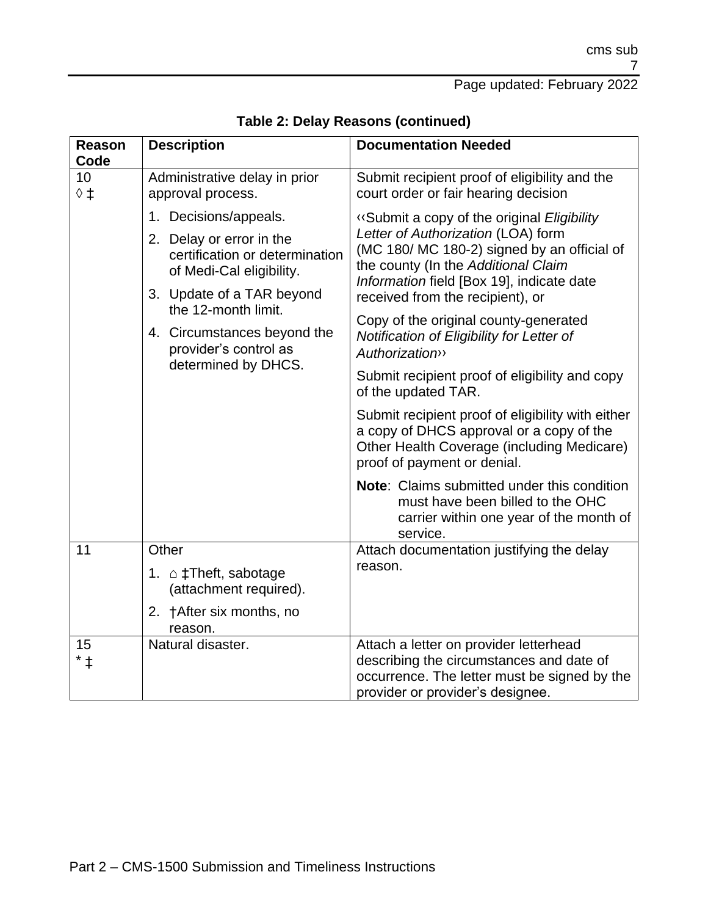**Table 2: Delay Reasons (continued)**

| Reason Code | Description | Documentation Needed |
|---|---|---|
| 10 ◊ ‡ | Administrative delay in prior approval process. | Submit recipient proof of eligibility and the court order or fair hearing decision |
| | 1. Decisions/appeals.<br>2. Delay or error in the certification or determination of Medi-Cal eligibility.<br>3. Update of a TAR beyond the 12-month limit.<br>4. Circumstances beyond the provider's control as determined by DHCS. | ‹‹Submit a copy of the original *Eligibility Letter of Authorization* (LOA) form (MC 180/ MC 180-2) signed by an official of the county (In the *Additional Claim Information* field [Box 19], indicate date received from the recipient), or<br>Copy of the original county-generated *Notification of Eligibility for Letter of Authorization*››<br>Submit recipient proof of eligibility and copy of the updated TAR.<br>Submit recipient proof of eligibility with either a copy of DHCS approval or a copy of the Other Health Coverage (including Medicare) proof of payment or denial.<br>**Note**: Claims submitted under this condition must have been billed to the OHC carrier within one year of the month of service. |
| 11 | Other<br>1. ⌂ ‡Theft, sabotage (attachment required).<br>2. †After six months, no reason. | Attach documentation justifying the delay reason. |
| 15 * ‡ | Natural disaster. | Attach a letter on provider letterhead describing the circumstances and date of occurrence. The letter must be signed by the provider or provider's designee. |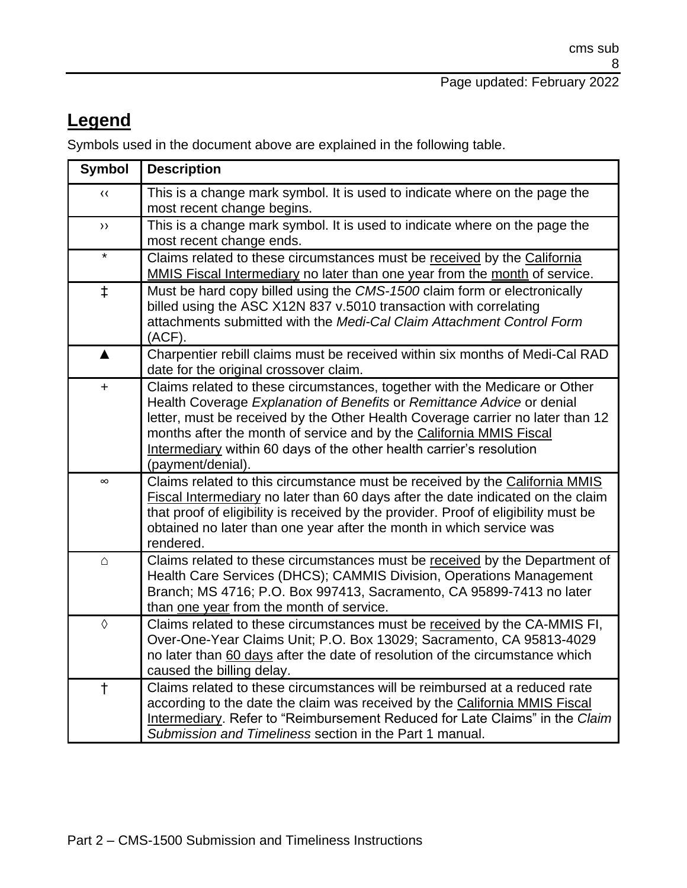## Legend

Symbols used in the document above are explained in the following table.

| Symbol | Description |
| --- | --- |
| ‹‹ | This is a change mark symbol. It is used to indicate where on the page the most recent change begins. |
| ›› | This is a change mark symbol. It is used to indicate where on the page the most recent change ends. |
| * | Claims related to these circumstances must be received by the California MMIS Fiscal Intermediary no later than one year from the month of service. |
| ‡ | Must be hard copy billed using the *CMS-1500* claim form or electronically billed using the ASC X12N 837 v.5010 transaction with correlating attachments submitted with the *Medi-Cal Claim Attachment Control Form* (ACF). |
| ▲ | Charpentier rebill claims must be received within six months of Medi-Cal RAD date for the original crossover claim. |
| + | Claims related to these circumstances, together with the Medicare or Other Health Coverage *Explanation of Benefits* or *Remittance Advice* or denial letter, must be received by the Other Health Coverage carrier no later than 12 months after the month of service and by the California MMIS Fiscal Intermediary within 60 days of the other health carrier's resolution (payment/denial). |
| ∞ | Claims related to this circumstance must be received by the California MMIS Fiscal Intermediary no later than 60 days after the date indicated on the claim that proof of eligibility is received by the provider. Proof of eligibility must be obtained no later than one year after the month in which service was rendered. |
| ⌂ | Claims related to these circumstances must be received by the Department of Health Care Services (DHCS); CAMMIS Division, Operations Management Branch; MS 4716; P.O. Box 997413, Sacramento, CA 95899-7413 no later than one year from the month of service. |
| ◊ | Claims related to these circumstances must be received by the CA-MMIS FI, Over-One-Year Claims Unit; P.O. Box 13029; Sacramento, CA 95813-4029 no later than 60 days after the date of resolution of the circumstance which caused the billing delay. |
| † | Claims related to these circumstances will be reimbursed at a reduced rate according to the date the claim was received by the California MMIS Fiscal Intermediary. Refer to "Reimbursement Reduced for Late Claims" in the *Claim Submission and Timeliness* section in the Part 1 manual. |